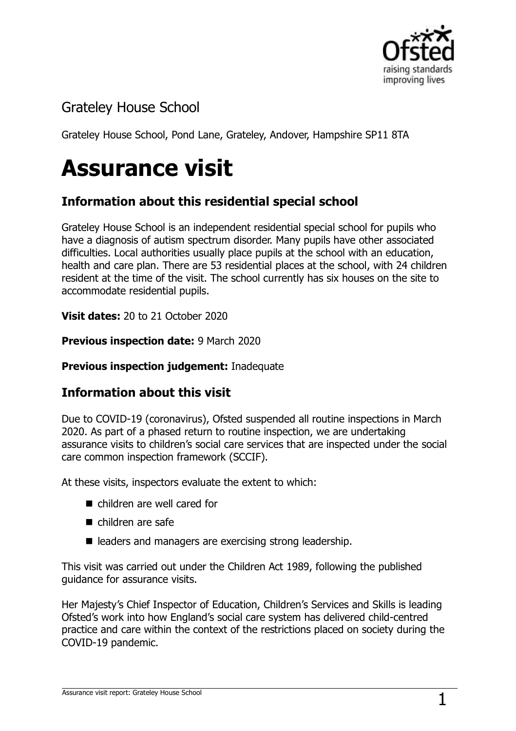## Grateley House School

Grateley House School, Pond Lane, Grateley, Andover, Hampshire SP11 8TA

# Assurance visit

### Information about this residential special school

Grateley House School is an independent residential special school for pupils who have a diagnosis of autism spectrum disorder. Many pupils have other associated difficulties. Local authorities usually place pupils at the school with an education, health and care plan. There are 53 residential places at the school, with 24 children resident at the time of the visit. The school currently has six houses on the site to accommodate residential pupils.

**Visit dates:** 20 to 21 October 2020

**Previous inspection date:** 9 March 2020

**Previous inspection judgement:** Inadequate

### Information about this visit

Due to COVID-19 (coronavirus), Ofsted suspended all routine inspections in March 2020. As part of a phased return to routine inspection, we are undertaking assurance visits to children's social care services that are inspected under the social care common inspection framework (SCCIF).

At these visits, inspectors evaluate the extent to which:

- children are well cared for
- children are safe
- leaders and managers are exercising strong leadership.

This visit was carried out under the Children Act 1989, following the published guidance for assurance visits.

Her Majesty's Chief Inspector of Education, Children's Services and Skills is leading Ofsted's work into how England's social care system has delivered child-centred practice and care within the context of the restrictions placed on society during the COVID-19 pandemic.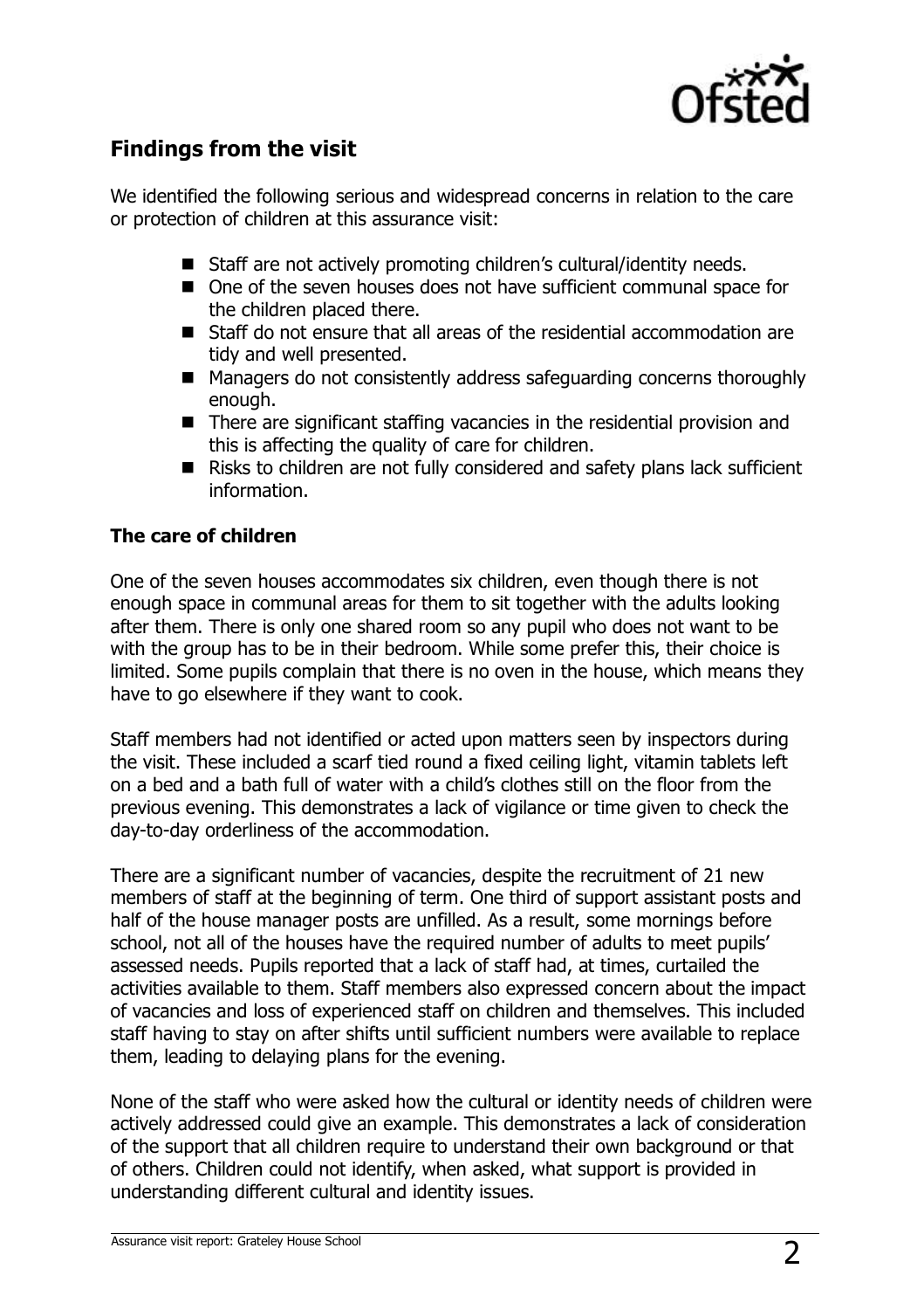## Findings from the visit

We identified the following serious and widespread concerns in relation to the care or protection of children at this assurance visit:

- Staff are not actively promoting children's cultural/identity needs.
- One of the seven houses does not have sufficient communal space for the children placed there.
- Staff do not ensure that all areas of the residential accommodation are tidy and well presented.
- Managers do not consistently address safeguarding concerns thoroughly enough.
- There are significant staffing vacancies in the residential provision and this is affecting the quality of care for children.
- Risks to children are not fully considered and safety plans lack sufficient information.

### The care of children

One of the seven houses accommodates six children, even though there is not enough space in communal areas for them to sit together with the adults looking after them. There is only one shared room so any pupil who does not want to be with the group has to be in their bedroom. While some prefer this, their choice is limited. Some pupils complain that there is no oven in the house, which means they have to go elsewhere if they want to cook.

Staff members had not identified or acted upon matters seen by inspectors during the visit. These included a scarf tied round a fixed ceiling light, vitamin tablets left on a bed and a bath full of water with a child's clothes still on the floor from the previous evening. This demonstrates a lack of vigilance or time given to check the day-to-day orderliness of the accommodation.

There are a significant number of vacancies, despite the recruitment of 21 new members of staff at the beginning of term. One third of support assistant posts and half of the house manager posts are unfilled. As a result, some mornings before school, not all of the houses have the required number of adults to meet pupils' assessed needs. Pupils reported that a lack of staff had, at times, curtailed the activities available to them. Staff members also expressed concern about the impact of vacancies and loss of experienced staff on children and themselves. This included staff having to stay on after shifts until sufficient numbers were available to replace them, leading to delaying plans for the evening.

None of the staff who were asked how the cultural or identity needs of children were actively addressed could give an example. This demonstrates a lack of consideration of the support that all children require to understand their own background or that of others. Children could not identify, when asked, what support is provided in understanding different cultural and identity issues.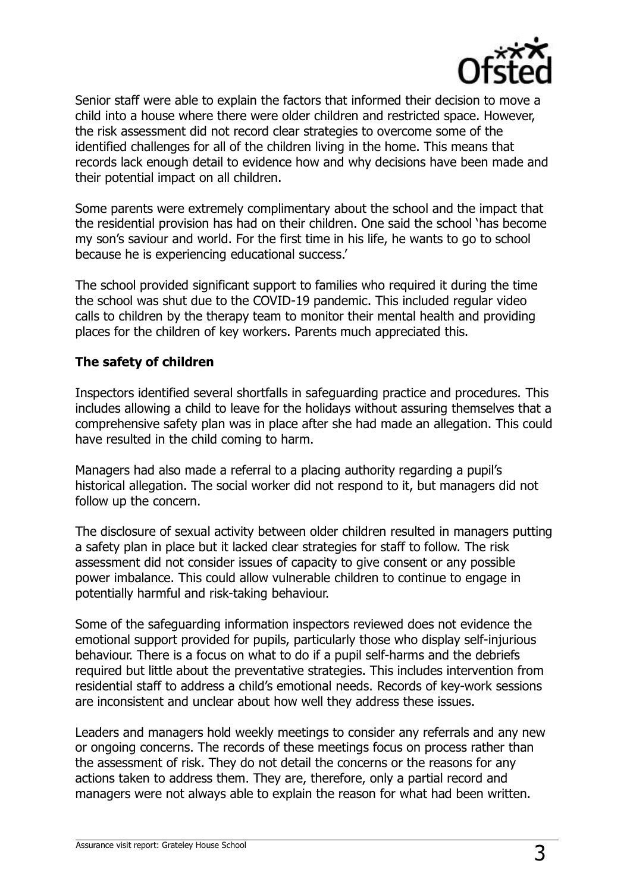Senior staff were able to explain the factors that informed their decision to move a child into a house where there were older children and restricted space. However, the risk assessment did not record clear strategies to overcome some of the identified challenges for all of the children living in the home. This means that records lack enough detail to evidence how and why decisions have been made and their potential impact on all children.

Some parents were extremely complimentary about the school and the impact that the residential provision has had on their children. One said the school 'has become my son's saviour and world. For the first time in his life, he wants to go to school because he is experiencing educational success.'

The school provided significant support to families who required it during the time the school was shut due to the COVID-19 pandemic. This included regular video calls to children by the therapy team to monitor their mental health and providing places for the children of key workers. Parents much appreciated this.

### The safety of children

Inspectors identified several shortfalls in safeguarding practice and procedures. This includes allowing a child to leave for the holidays without assuring themselves that a comprehensive safety plan was in place after she had made an allegation. This could have resulted in the child coming to harm.

Managers had also made a referral to a placing authority regarding a pupil's historical allegation. The social worker did not respond to it, but managers did not follow up the concern.

The disclosure of sexual activity between older children resulted in managers putting a safety plan in place but it lacked clear strategies for staff to follow. The risk assessment did not consider issues of capacity to give consent or any possible power imbalance. This could allow vulnerable children to continue to engage in potentially harmful and risk-taking behaviour.

Some of the safeguarding information inspectors reviewed does not evidence the emotional support provided for pupils, particularly those who display self-injurious behaviour. There is a focus on what to do if a pupil self-harms and the debriefs required but little about the preventative strategies. This includes intervention from residential staff to address a child's emotional needs. Records of key-work sessions are inconsistent and unclear about how well they address these issues.

Leaders and managers hold weekly meetings to consider any referrals and any new or ongoing concerns. The records of these meetings focus on process rather than the assessment of risk. They do not detail the concerns or the reasons for any actions taken to address them. They are, therefore, only a partial record and managers were not always able to explain the reason for what had been written.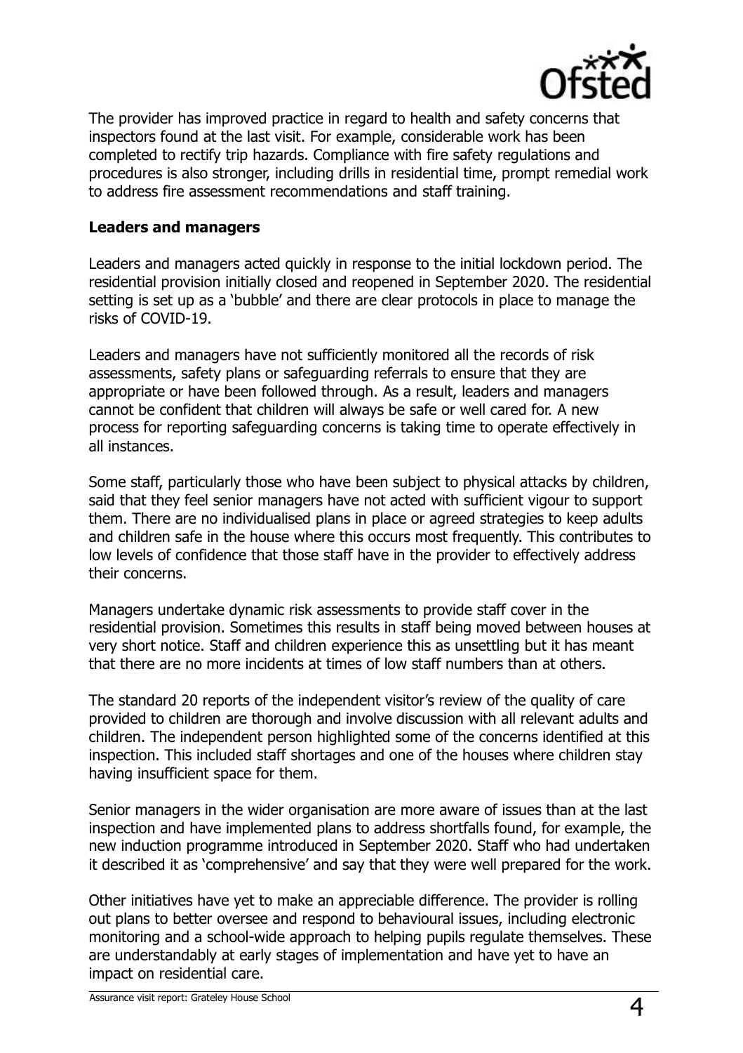The provider has improved practice in regard to health and safety concerns that inspectors found at the last visit. For example, considerable work has been completed to rectify trip hazards. Compliance with fire safety regulations and procedures is also stronger, including drills in residential time, prompt remedial work to address fire assessment recommendations and staff training.

**Leaders and managers**

Leaders and managers acted quickly in response to the initial lockdown period. The residential provision initially closed and reopened in September 2020. The residential setting is set up as a 'bubble' and there are clear protocols in place to manage the risks of COVID-19.

Leaders and managers have not sufficiently monitored all the records of risk assessments, safety plans or safeguarding referrals to ensure that they are appropriate or have been followed through. As a result, leaders and managers cannot be confident that children will always be safe or well cared for. A new process for reporting safeguarding concerns is taking time to operate effectively in all instances.

Some staff, particularly those who have been subject to physical attacks by children, said that they feel senior managers have not acted with sufficient vigour to support them. There are no individualised plans in place or agreed strategies to keep adults and children safe in the house where this occurs most frequently. This contributes to low levels of confidence that those staff have in the provider to effectively address their concerns.

Managers undertake dynamic risk assessments to provide staff cover in the residential provision. Sometimes this results in staff being moved between houses at very short notice. Staff and children experience this as unsettling but it has meant that there are no more incidents at times of low staff numbers than at others.

The standard 20 reports of the independent visitor's review of the quality of care provided to children are thorough and involve discussion with all relevant adults and children. The independent person highlighted some of the concerns identified at this inspection. This included staff shortages and one of the houses where children stay having insufficient space for them.

Senior managers in the wider organisation are more aware of issues than at the last inspection and have implemented plans to address shortfalls found, for example, the new induction programme introduced in September 2020. Staff who had undertaken it described it as 'comprehensive' and say that they were well prepared for the work.

Other initiatives have yet to make an appreciable difference. The provider is rolling out plans to better oversee and respond to behavioural issues, including electronic monitoring and a school-wide approach to helping pupils regulate themselves. These are understandably at early stages of implementation and have yet to have an impact on residential care.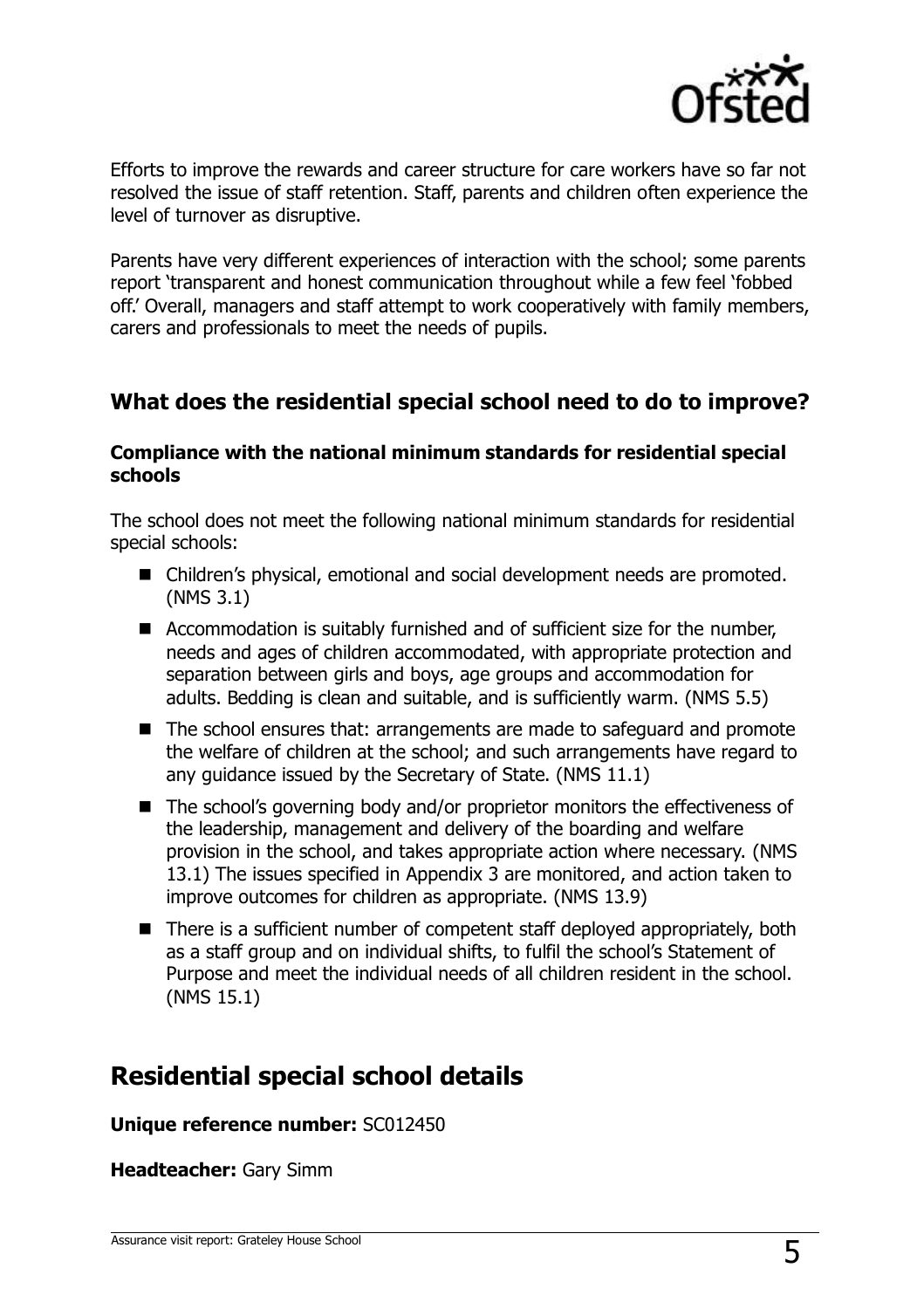Efforts to improve the rewards and career structure for care workers have so far not resolved the issue of staff retention. Staff, parents and children often experience the level of turnover as disruptive.

Parents have very different experiences of interaction with the school; some parents report 'transparent and honest communication throughout while a few feel 'fobbed off.' Overall, managers and staff attempt to work cooperatively with family members, carers and professionals to meet the needs of pupils.

## What does the residential special school need to do to improve?

#### Compliance with the national minimum standards for residential special schools

The school does not meet the following national minimum standards for residential special schools:

- Children's physical, emotional and social development needs are promoted. (NMS 3.1)
- Accommodation is suitably furnished and of sufficient size for the number, needs and ages of children accommodated, with appropriate protection and separation between girls and boys, age groups and accommodation for adults. Bedding is clean and suitable, and is sufficiently warm. (NMS 5.5)
- The school ensures that: arrangements are made to safeguard and promote the welfare of children at the school; and such arrangements have regard to any guidance issued by the Secretary of State. (NMS 11.1)
- The school's governing body and/or proprietor monitors the effectiveness of the leadership, management and delivery of the boarding and welfare provision in the school, and takes appropriate action where necessary. (NMS 13.1) The issues specified in Appendix 3 are monitored, and action taken to improve outcomes for children as appropriate. (NMS 13.9)
- There is a sufficient number of competent staff deployed appropriately, both as a staff group and on individual shifts, to fulfil the school's Statement of Purpose and meet the individual needs of all children resident in the school. (NMS 15.1)

# Residential special school details

**Unique reference number:** SC012450

**Headteacher:** Gary Simm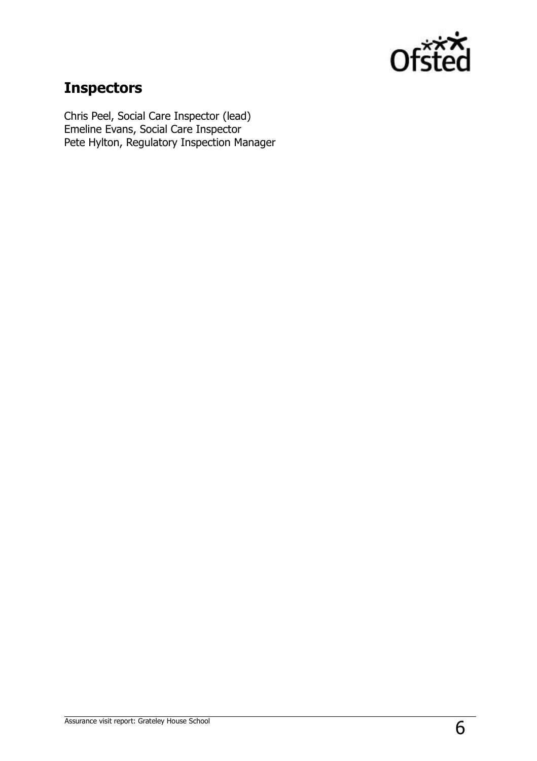## Inspectors

Chris Peel, Social Care Inspector (lead)
Emeline Evans, Social Care Inspector
Pete Hylton, Regulatory Inspection Manager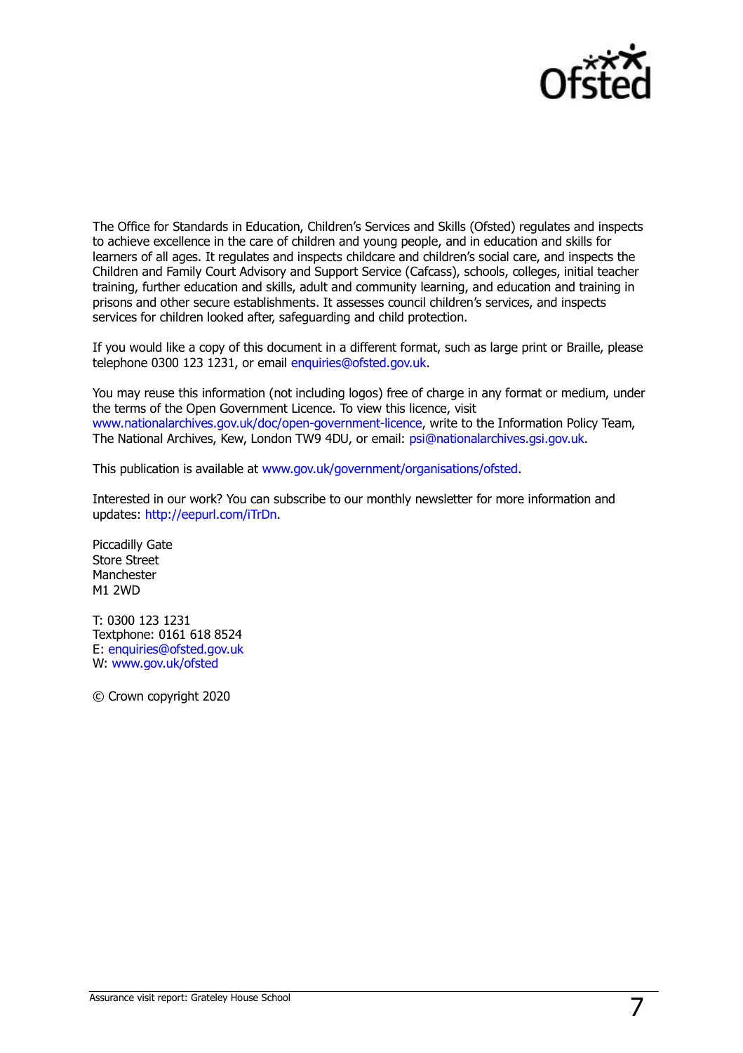The Office for Standards in Education, Children's Services and Skills (Ofsted) regulates and inspects to achieve excellence in the care of children and young people, and in education and skills for learners of all ages. It regulates and inspects childcare and children's social care, and inspects the Children and Family Court Advisory and Support Service (Cafcass), schools, colleges, initial teacher training, further education and skills, adult and community learning, and education and training in prisons and other secure establishments. It assesses council children's services, and inspects services for children looked after, safeguarding and child protection.

If you would like a copy of this document in a different format, such as large print or Braille, please telephone 0300 123 1231, or email enquiries@ofsted.gov.uk.

You may reuse this information (not including logos) free of charge in any format or medium, under the terms of the Open Government Licence. To view this licence, visit www.nationalarchives.gov.uk/doc/open-government-licence, write to the Information Policy Team, The National Archives, Kew, London TW9 4DU, or email: psi@nationalarchives.gsi.gov.uk.

This publication is available at www.gov.uk/government/organisations/ofsted.

Interested in our work? You can subscribe to our monthly newsletter for more information and updates: http://eepurl.com/iTrDn.

Piccadilly Gate
Store Street
Manchester
M1 2WD

T: 0300 123 1231
Textphone: 0161 618 8524
E: enquiries@ofsted.gov.uk
W: www.gov.uk/ofsted

© Crown copyright 2020